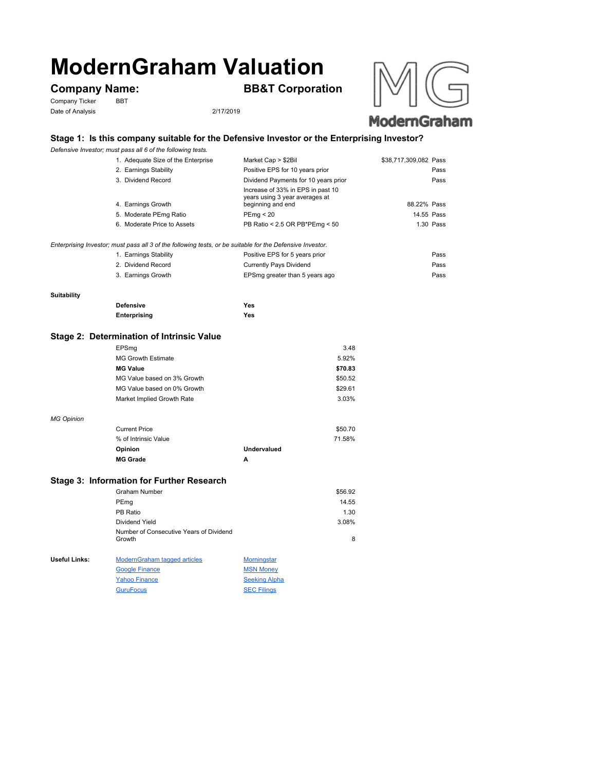# ModernGraham Valuation

## Company Name: BB&T Corporation

Company Ticker BBT

Date of Analysis 2/17/2019

### Stage 1: Is this company suitable for the Defensive Investor or the Enterprising Investor?

*Defensive Investor; must pass all 6 of the following tests.*

| | | | |
|---|---|---|---|
| 1. Adequate Size of the Enterprise | Market Cap > $2Bil | $38,717,309,082 | Pass |
| 2. Earnings Stability | Positive EPS for 10 years prior | | Pass |
| 3. Dividend Record | Dividend Payments for 10 years prior | | Pass |
| 4. Earnings Growth | Increase of 33% in EPS in past 10 years using 3 year averages at beginning and end | 88.22% | Pass |
| 5. Moderate PEmg Ratio | PEmg < 20 | 14.55 | Pass |
| 6. Moderate Price to Assets | PB Ratio < 2.5 OR PB*PEmg < 50 | 1.30 | Pass |

*Enterprising Investor; must pass all 3 of the following tests, or be suitable for the Defensive Investor.*

| | | |
|---|---|---|
| 1. Earnings Stability | Positive EPS for 5 years prior | Pass |
| 2. Dividend Record | Currently Pays Dividend | Pass |
| 3. Earnings Growth | EPSmg greater than 5 years ago | Pass |

**Suitability**

| | |
|---|---|
| **Defensive** | **Yes** |
| **Enterprising** | **Yes** |

### Stage 2: Determination of Intrinsic Value

| | |
|---|---|
| EPSmg | 3.48 |
| MG Growth Estimate | 5.92% |
| **MG Value** | **$70.83** |
| MG Value based on 3% Growth | $50.52 |
| MG Value based on 0% Growth | $29.61 |
| Market Implied Growth Rate | 3.03% |

*MG Opinion*

| | | |
|---|---|---|
| Current Price | | $50.70 |
| % of Intrinsic Value | | 71.58% |
| **Opinion** | **Undervalued** | |
| **MG Grade** | **A** | |

### Stage 3: Information for Further Research

| | |
|---|---|
| Graham Number | $56.92 |
| PEmg | 14.55 |
| PB Ratio | 1.30 |
| Dividend Yield | 3.08% |
| Number of Consecutive Years of Dividend Growth | 8 |

**Useful Links:**

| | |
|---|---|
| ModernGraham tagged articles | Morningstar |
| Google Finance | MSN Money |
| Yahoo Finance | Seeking Alpha |
| GuruFocus | SEC Filings |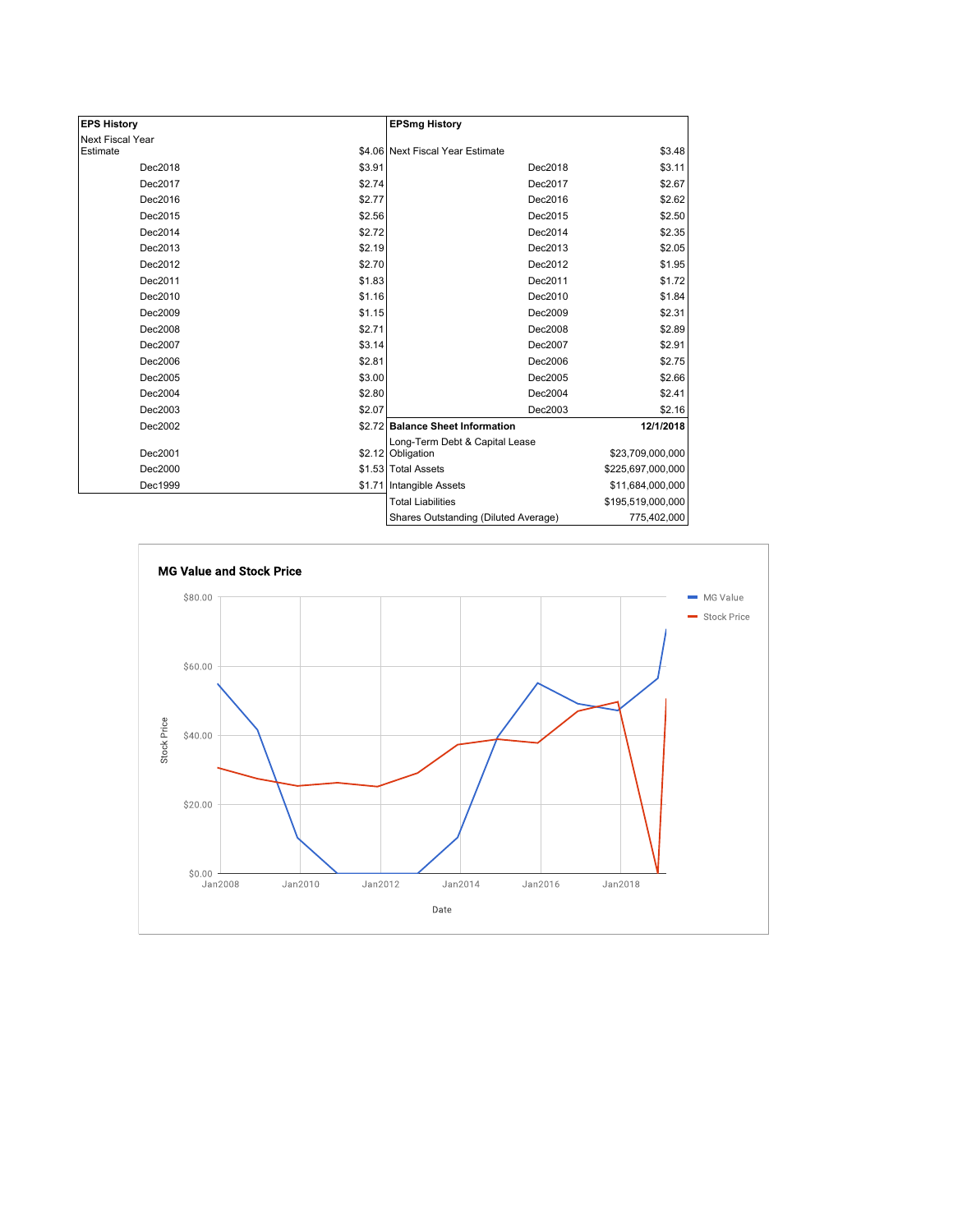| EPS History | |
|---|---|
| Next Fiscal Year Estimate | $4.06 |
| Dec2018 | $3.91 |
| Dec2017 | $2.74 |
| Dec2016 | $2.77 |
| Dec2015 | $2.56 |
| Dec2014 | $2.72 |
| Dec2013 | $2.19 |
| Dec2012 | $2.70 |
| Dec2011 | $1.83 |
| Dec2010 | $1.16 |
| Dec2009 | $1.15 |
| Dec2008 | $2.71 |
| Dec2007 | $3.14 |
| Dec2006 | $2.81 |
| Dec2005 | $3.00 |
| Dec2004 | $2.80 |
| Dec2003 | $2.07 |
| Dec2002 | $2.72 |
| Dec2001 | $2.12 |
| Dec2000 | $1.53 |
| Dec1999 | $1.71 |

| EPSmg History | |
|---|---|
| Next Fiscal Year Estimate | $3.48 |
| Dec2018 | $3.11 |
| Dec2017 | $2.67 |
| Dec2016 | $2.62 |
| Dec2015 | $2.50 |
| Dec2014 | $2.35 |
| Dec2013 | $2.05 |
| Dec2012 | $1.95 |
| Dec2011 | $1.72 |
| Dec2010 | $1.84 |
| Dec2009 | $2.31 |
| Dec2008 | $2.89 |
| Dec2007 | $2.91 |
| Dec2006 | $2.75 |
| Dec2005 | $2.66 |
| Dec2004 | $2.41 |
| Dec2003 | $2.16 |

| Balance Sheet Information | 12/1/2018 |
|---|---|
| Long-Term Debt & Capital Lease Obligation | $23,709,000,000 |
| Total Assets | $225,697,000,000 |
| Intangible Assets | $11,684,000,000 |
| Total Liabilities | $195,519,000,000 |
| Shares Outstanding (Diluted Average) | 775,402,000 |

**MG Value and Stock Price**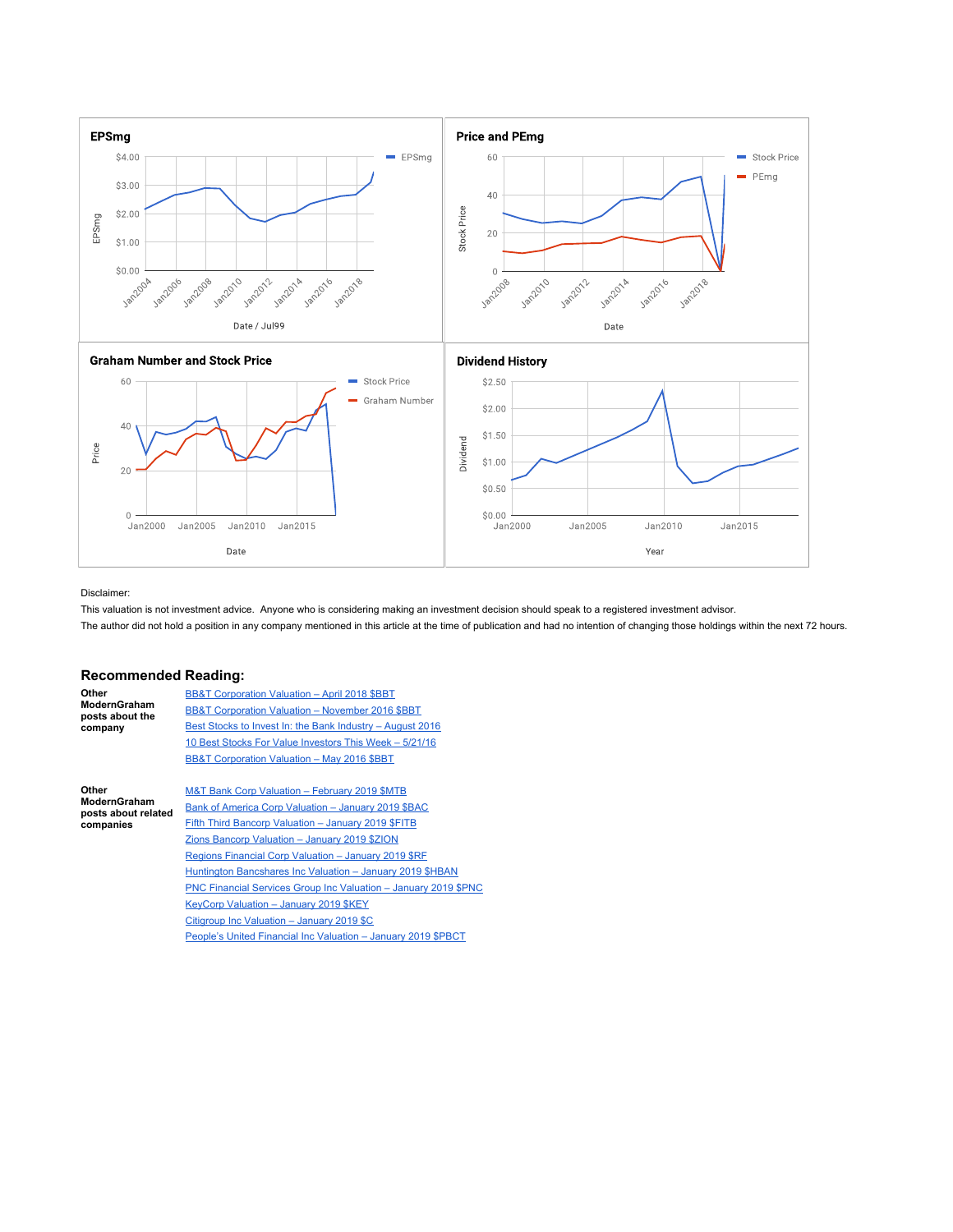**EPSmg**

$4.00
$3.00
$2.00
$1.00
$0.00

EPSmg

Jan2004 Jan2006 Jan2008 Jan2010 Jan2012 Jan2014 Jan2016 Jan2018

Date / Jul99

**Price and PEmg**

60
40
20
0

Stock Price

Stock Price
PEmg

Jan2008 Jan2010 Jan2012 Jan2014 Jan2016 Jan2018

Date

**Graham Number and Stock Price**

60
40
20
0

Price

Stock Price
Graham Number

Jan2000 Jan2005 Jan2010 Jan2015

Date

**Dividend History**

$2.50
$2.00
$1.50
$1.00
$0.50
$0.00

Dividend

Jan2000 Jan2005 Jan2010 Jan2015

Year

Disclaimer:

This valuation is not investment advice. Anyone who is considering making an investment decision should speak to a registered investment advisor.

The author did not hold a position in any company mentioned in this article at the time of publication and had no intention of changing those holdings within the next 72 hours.

## Recommended Reading:

**Other ModernGraham posts about the company**

- BB&T Corporation Valuation – April 2018 $BBT
- BB&T Corporation Valuation – November 2016 $BBT
- Best Stocks to Invest In: the Bank Industry – August 2016
- 10 Best Stocks For Value Investors This Week – 5/21/16
- BB&T Corporation Valuation – May 2016 $BBT

**Other ModernGraham posts about related companies**

- M&T Bank Corp Valuation – February 2019 $MTB
- Bank of America Corp Valuation – January 2019 $BAC
- Fifth Third Bancorp Valuation – January 2019 $FITB
- Zions Bancorp Valuation – January 2019 $ZION
- Regions Financial Corp Valuation – January 2019 $RF
- Huntington Bancshares Inc Valuation – January 2019 $HBAN
- PNC Financial Services Group Inc Valuation – January 2019 $PNC
- KeyCorp Valuation – January 2019 $KEY
- Citigroup Inc Valuation – January 2019 $C
- People's United Financial Inc Valuation – January 2019 $PBCT